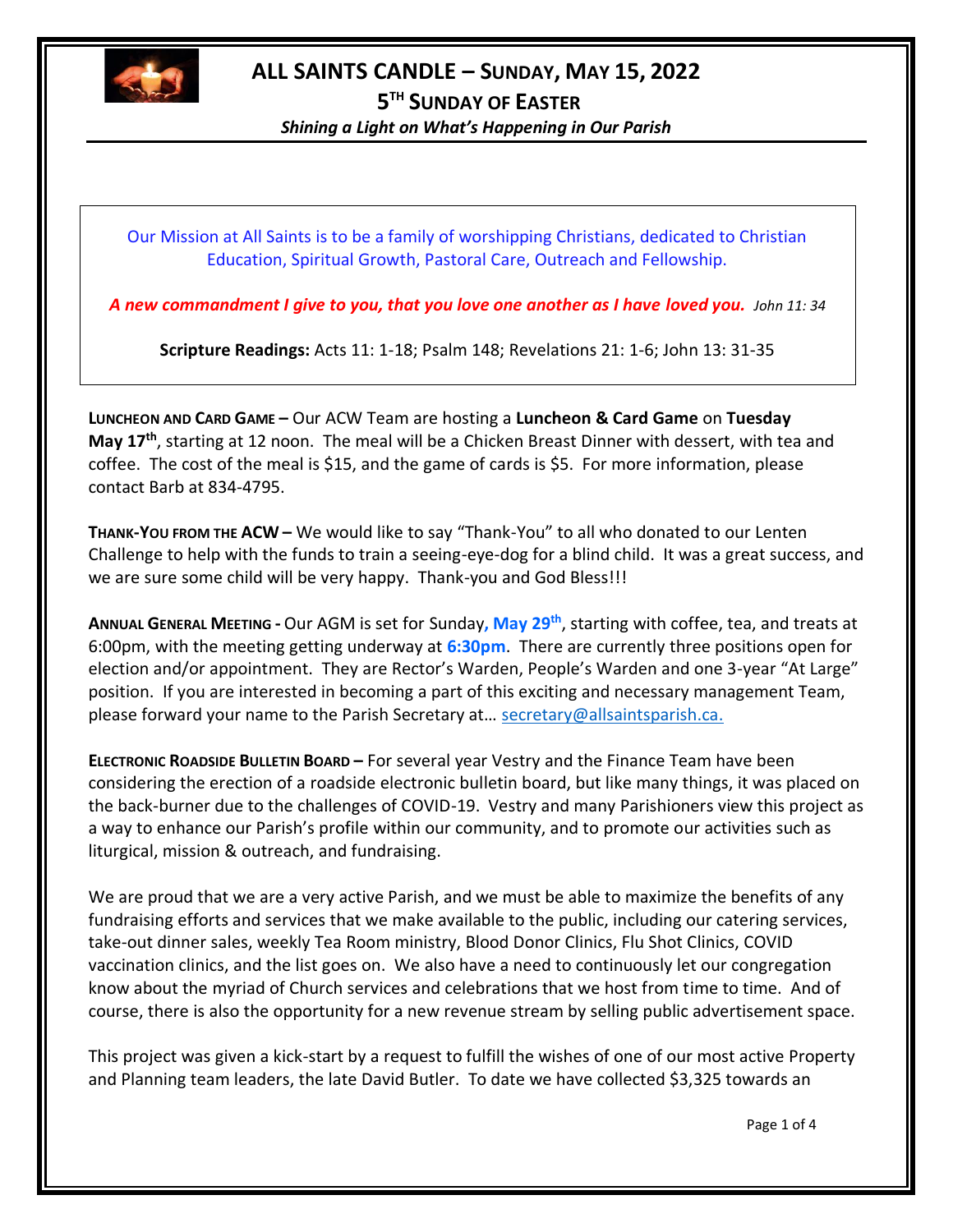# ALL SAINTS CANDLE – SUNDAY, MAY 15, 2022

## 5TH SUNDAY OF EASTER

***Shining a Light on What's Happening in Our Parish***

Our Mission at All Saints is to be a family of worshipping Christians, dedicated to Christian Education, Spiritual Growth, Pastoral Care, Outreach and Fellowship.

***A new commandment I give to you, that you love one another as I have loved you.*** *John 11: 34*

**Scripture Readings:** Acts 11: 1-18; Psalm 148; Revelations 21: 1-6; John 13: 31-35

**LUNCHEON AND CARD GAME –** Our ACW Team are hosting a **Luncheon & Card Game** on **Tuesday May 17th**, starting at 12 noon. The meal will be a Chicken Breast Dinner with dessert, with tea and coffee. The cost of the meal is $15, and the game of cards is $5. For more information, please contact Barb at 834-4795.

**THANK-YOU FROM THE ACW –** We would like to say "Thank-You" to all who donated to our Lenten Challenge to help with the funds to train a seeing-eye-dog for a blind child. It was a great success, and we are sure some child will be very happy. Thank-you and God Bless!!!

**ANNUAL GENERAL MEETING -** Our AGM is set for Sunday**, May 29th**, starting with coffee, tea, and treats at 6:00pm, with the meeting getting underway at **6:30pm**. There are currently three positions open for election and/or appointment. They are Rector's Warden, People's Warden and one 3-year "At Large" position. If you are interested in becoming a part of this exciting and necessary management Team, please forward your name to the Parish Secretary at… secretary@allsaintsparish.ca.

**ELECTRONIC ROADSIDE BULLETIN BOARD –** For several year Vestry and the Finance Team have been considering the erection of a roadside electronic bulletin board, but like many things, it was placed on the back-burner due to the challenges of COVID-19. Vestry and many Parishioners view this project as a way to enhance our Parish's profile within our community, and to promote our activities such as liturgical, mission & outreach, and fundraising.

We are proud that we are a very active Parish, and we must be able to maximize the benefits of any fundraising efforts and services that we make available to the public, including our catering services, take-out dinner sales, weekly Tea Room ministry, Blood Donor Clinics, Flu Shot Clinics, COVID vaccination clinics, and the list goes on. We also have a need to continuously let our congregation know about the myriad of Church services and celebrations that we host from time to time. And of course, there is also the opportunity for a new revenue stream by selling public advertisement space.

This project was given a kick-start by a request to fulfill the wishes of one of our most active Property and Planning team leaders, the late David Butler. To date we have collected $3,325 towards an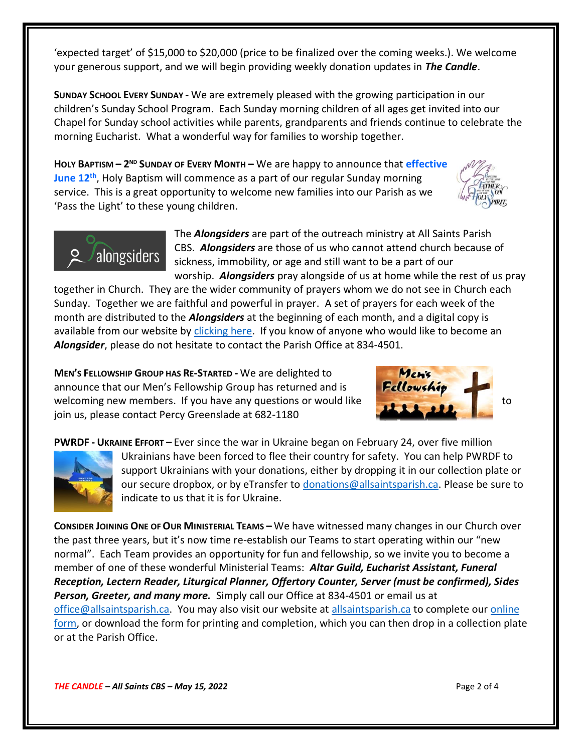'expected target' of $15,000 to $20,000 (price to be finalized over the coming weeks.). We welcome your generous support, and we will begin providing weekly donation updates in ***The Candle***.

**SUNDAY SCHOOL EVERY SUNDAY -** We are extremely pleased with the growing participation in our children's Sunday School Program. Each Sunday morning children of all ages get invited into our Chapel for Sunday school activities while parents, grandparents and friends continue to celebrate the morning Eucharist. What a wonderful way for families to worship together.

**HOLY BAPTISM – 2ND SUNDAY OF EVERY MONTH –** We are happy to announce that **effective June 12th**, Holy Baptism will commence as a part of our regular Sunday morning service. This is a great opportunity to welcome new families into our Parish as we 'Pass the Light' to these young children.

The ***Alongsiders*** are part of the outreach ministry at All Saints Parish CBS. ***Alongsiders*** are those of us who cannot attend church because of sickness, immobility, or age and still want to be a part of our worship. ***Alongsiders*** pray alongside of us at home while the rest of us pray together in Church. They are the wider community of prayers whom we do not see in Church each Sunday. Together we are faithful and powerful in prayer. A set of prayers for each week of the month are distributed to the ***Alongsiders*** at the beginning of each month, and a digital copy is available from our website by clicking here. If you know of anyone who would like to become an ***Alongsider***, please do not hesitate to contact the Parish Office at 834-4501.

**MEN'S FELLOWSHIP GROUP HAS RE-STARTED -** We are delighted to announce that our Men's Fellowship Group has returned and is welcoming new members. If you have any questions or would like to join us, please contact Percy Greenslade at 682-1180

**PWRDF - UKRAINE EFFORT –** Ever since the war in Ukraine began on February 24, over five million Ukrainians have been forced to flee their country for safety. You can help PWRDF to support Ukrainians with your donations, either by dropping it in our collection plate or our secure dropbox, or by eTransfer to donations@allsaintsparish.ca. Please be sure to indicate to us that it is for Ukraine.

**CONSIDER JOINING ONE OF OUR MINISTERIAL TEAMS –** We have witnessed many changes in our Church over the past three years, but it's now time re-establish our Teams to start operating within our "new normal". Each Team provides an opportunity for fun and fellowship, so we invite you to become a member of one of these wonderful Ministerial Teams: ***Altar Guild, Eucharist Assistant, Funeral Reception, Lectern Reader, Liturgical Planner, Offertory Counter, Server (must be confirmed), Sides Person, Greeter, and many more.*** Simply call our Office at 834-4501 or email us at office@allsaintsparish.ca. You may also visit our website at allsaintsparish.ca to complete our online form, or download the form for printing and completion, which you can then drop in a collection plate or at the Parish Office.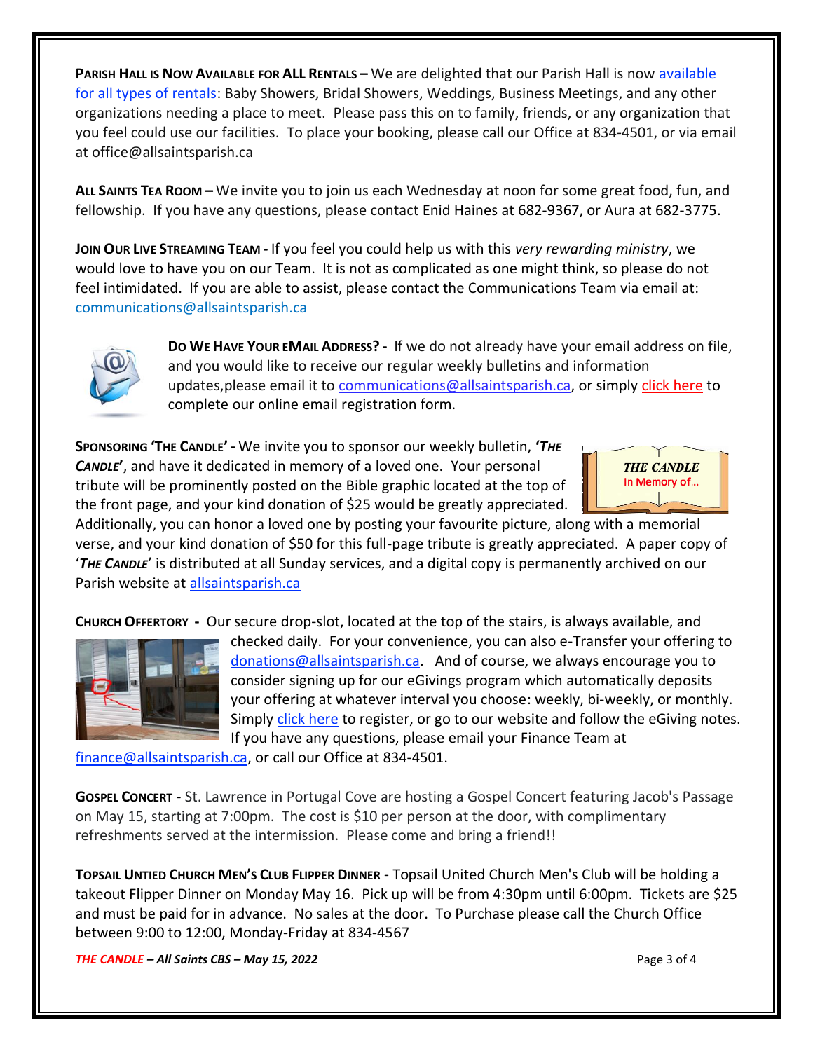**PARISH HALL IS NOW AVAILABLE FOR ALL RENTALS –** We are delighted that our Parish Hall is now available for all types of rentals: Baby Showers, Bridal Showers, Weddings, Business Meetings, and any other organizations needing a place to meet. Please pass this on to family, friends, or any organization that you feel could use our facilities. To place your booking, please call our Office at 834-4501, or via email at office@allsaintsparish.ca

**ALL SAINTS TEA ROOM –** We invite you to join us each Wednesday at noon for some great food, fun, and fellowship. If you have any questions, please contact Enid Haines at 682-9367, or Aura at 682-3775.

**JOIN OUR LIVE STREAMING TEAM -** If you feel you could help us with this *very rewarding ministry*, we would love to have you on our Team. It is not as complicated as one might think, so please do not feel intimidated. If you are able to assist, please contact the Communications Team via email at: communications@allsaintsparish.ca

**DO WE HAVE YOUR EMAIL ADDRESS? -** If we do not already have your email address on file, and you would like to receive our regular weekly bulletins and information updates,please email it to communications@allsaintsparish.ca, or simply click here to complete our online email registration form.

**SPONSORING 'THE CANDLE' -** We invite you to sponsor our weekly bulletin, ***'THE CANDLE'***, and have it dedicated in memory of a loved one. Your personal tribute will be prominently posted on the Bible graphic located at the top of the front page, and your kind donation of $25 would be greatly appreciated. Additionally, you can honor a loved one by posting your favourite picture, along with a memorial verse, and your kind donation of $50 for this full-page tribute is greatly appreciated. A paper copy of '***THE CANDLE***' is distributed at all Sunday services, and a digital copy is permanently archived on our Parish website at allsaintsparish.ca

**CHURCH OFFERTORY -** Our secure drop-slot, located at the top of the stairs, is always available, and checked daily. For your convenience, you can also e-Transfer your offering to donations@allsaintsparish.ca. And of course, we always encourage you to consider signing up for our eGivings program which automatically deposits your offering at whatever interval you choose: weekly, bi-weekly, or monthly. Simply click here to register, or go to our website and follow the eGiving notes. If you have any questions, please email your Finance Team at finance@allsaintsparish.ca, or call our Office at 834-4501.

**GOSPEL CONCERT** - St. Lawrence in Portugal Cove are hosting a Gospel Concert featuring Jacob's Passage on May 15, starting at 7:00pm. The cost is $10 per person at the door, with complimentary refreshments served at the intermission. Please come and bring a friend!!

**TOPSAIL UNTIED CHURCH MEN'S CLUB FLIPPER DINNER** - Topsail United Church Men's Club will be holding a takeout Flipper Dinner on Monday May 16. Pick up will be from 4:30pm until 6:00pm. Tickets are $25 and must be paid for in advance. No sales at the door. To Purchase please call the Church Office between 9:00 to 12:00, Monday-Friday at 834-4567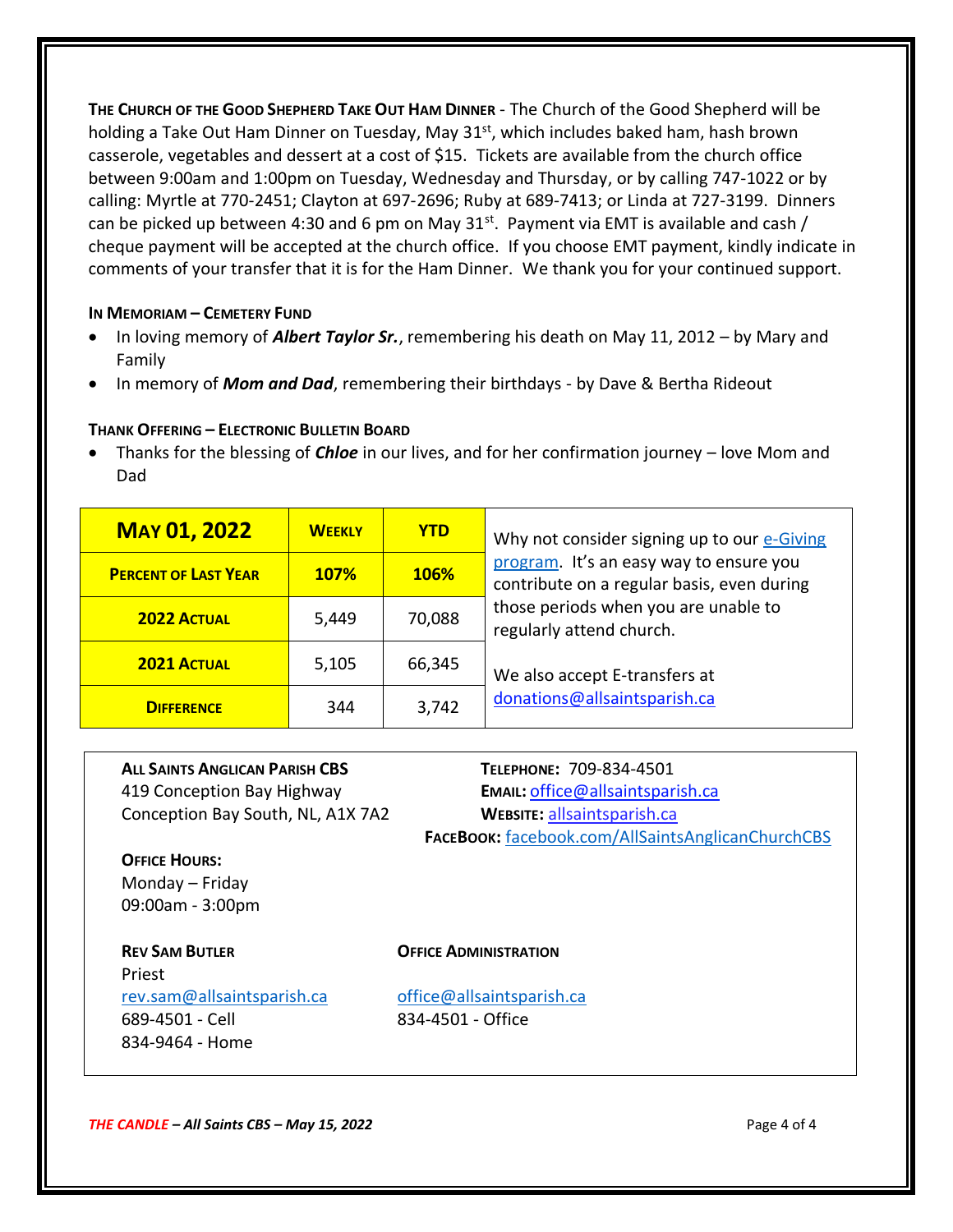**The Church of the Good Shepherd Take Out Ham Dinner** - The Church of the Good Shepherd will be holding a Take Out Ham Dinner on Tuesday, May 31st, which includes baked ham, hash brown casserole, vegetables and dessert at a cost of $15. Tickets are available from the church office between 9:00am and 1:00pm on Tuesday, Wednesday and Thursday, or by calling 747-1022 or by calling: Myrtle at 770-2451; Clayton at 697-2696; Ruby at 689-7413; or Linda at 727-3199. Dinners can be picked up between 4:30 and 6 pm on May 31st. Payment via EMT is available and cash / cheque payment will be accepted at the church office. If you choose EMT payment, kindly indicate in comments of your transfer that it is for the Ham Dinner. We thank you for your continued support.

**In Memoriam – Cemetery Fund**

- In loving memory of ***Albert Taylor Sr.***, remembering his death on May 11, 2012 – by Mary and Family
- In memory of ***Mom and Dad***, remembering their birthdays - by Dave & Bertha Rideout

**Thank Offering – Electronic Bulletin Board**

- Thanks for the blessing of ***Chloe*** in our lives, and for her confirmation journey – love Mom and Dad

| **May 01, 2022** | **Weekly** | **YTD** |
|---|---|---|
| **Percent of Last Year** | **107%** | **106%** |
| **2022 Actual** | 5,449 | 70,088 |
| **2021 Actual** | 5,105 | 66,345 |
| **Difference** | 344 | 3,742 |

Why not consider signing up to our [e-Giving program](). It's an easy way to ensure you contribute on a regular basis, even during those periods when you are unable to regularly attend church.

We also accept E-transfers at [donations@allsaintsparish.ca]()

**All Saints Anglican Parish CBS**
419 Conception Bay Highway
Conception Bay South, NL, A1X 7A2

**Telephone:** 709-834-4501
**Email:** [office@allsaintsparish.ca]()
**Website:** [allsaintsparish.ca]()
**FaceBook:** [facebook.com/AllSaintsAnglicanChurchCBS]()

**Office Hours:**
Monday – Friday
09:00am - 3:00pm

**Rev Sam Butler**
Priest
[rev.sam@allsaintsparish.ca]()
689-4501 - Cell
834-9464 - Home

**Office Administration**
[office@allsaintsparish.ca]()
834-4501 - Office